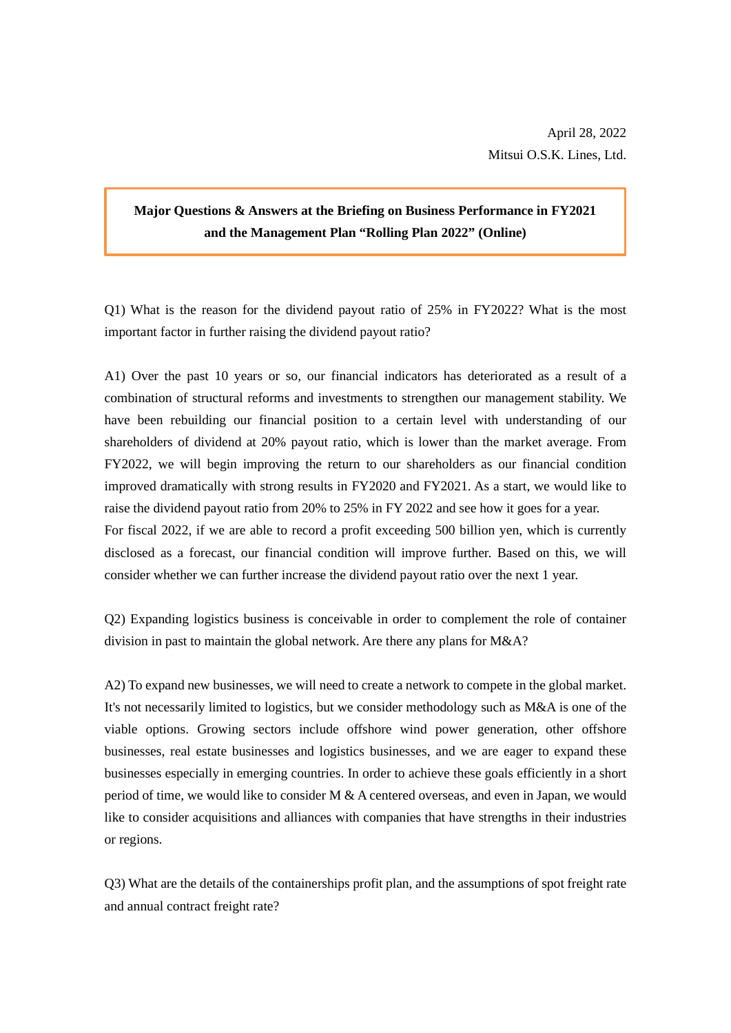April 28, 2022

Mitsui O.S.K. Lines, Ltd.

**Major Questions & Answers at the Briefing on Business Performance in FY2021 and the Management Plan "Rolling Plan 2022" (Online)**

Q1) What is the reason for the dividend payout ratio of 25% in FY2022? What is the most important factor in further raising the dividend payout ratio?

A1) Over the past 10 years or so, our financial indicators has deteriorated as a result of a combination of structural reforms and investments to strengthen our management stability. We have been rebuilding our financial position to a certain level with understanding of our shareholders of dividend at 20% payout ratio, which is lower than the market average. From FY2022, we will begin improving the return to our shareholders as our financial condition improved dramatically with strong results in FY2020 and FY2021. As a start, we would like to raise the dividend payout ratio from 20% to 25% in FY 2022 and see how it goes for a year.
For fiscal 2022, if we are able to record a profit exceeding 500 billion yen, which is currently disclosed as a forecast, our financial condition will improve further. Based on this, we will consider whether we can further increase the dividend payout ratio over the next 1 year.

Q2) Expanding logistics business is conceivable in order to complement the role of container division in past to maintain the global network. Are there any plans for M&A?

A2) To expand new businesses, we will need to create a network to compete in the global market. It's not necessarily limited to logistics, but we consider methodology such as M&A is one of the viable options. Growing sectors include offshore wind power generation, other offshore businesses, real estate businesses and logistics businesses, and we are eager to expand these businesses especially in emerging countries. In order to achieve these goals efficiently in a short period of time, we would like to consider M & A centered overseas, and even in Japan, we would like to consider acquisitions and alliances with companies that have strengths in their industries or regions.

Q3) What are the details of the containerships profit plan, and the assumptions of spot freight rate and annual contract freight rate?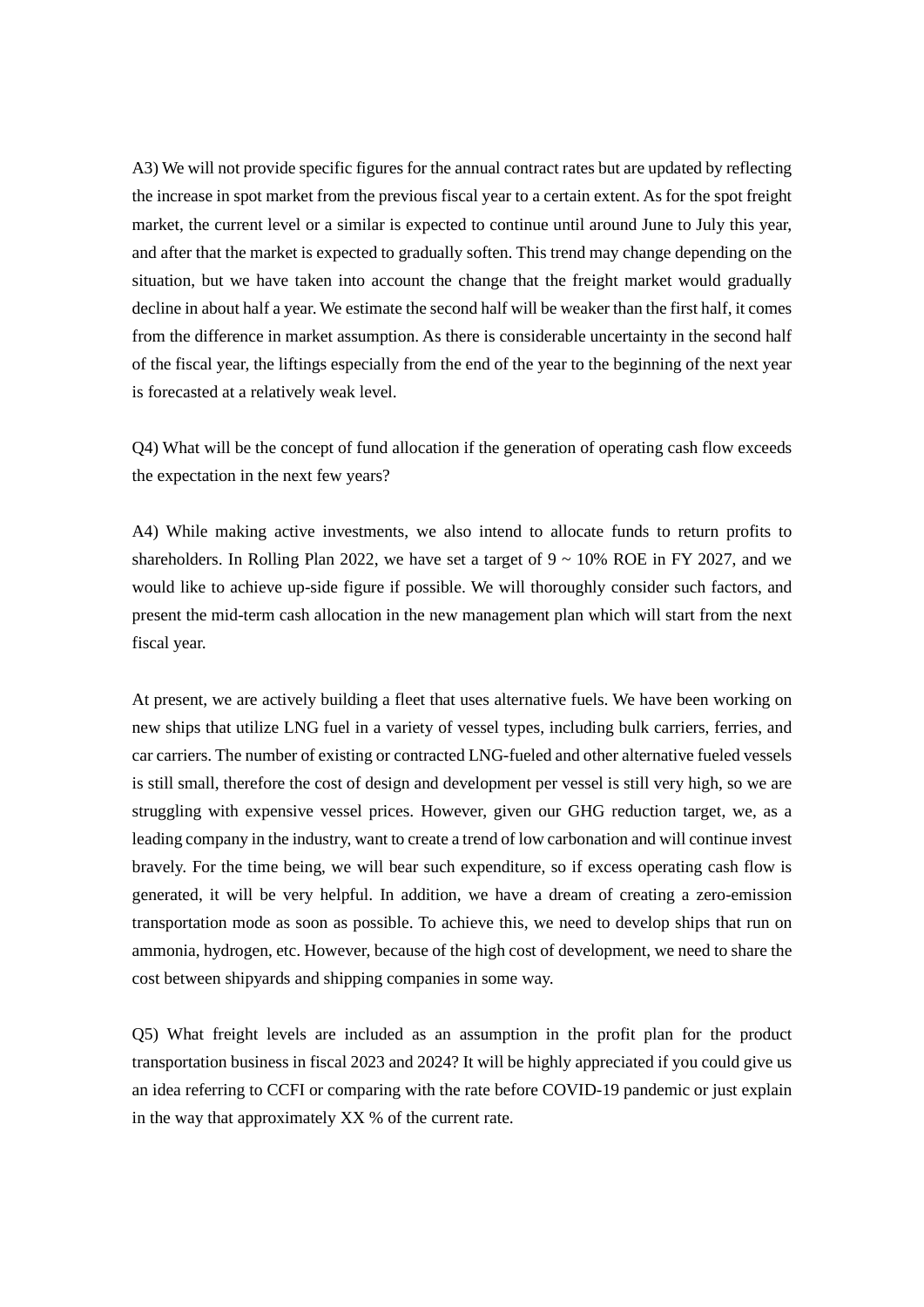A3) We will not provide specific figures for the annual contract rates but are updated by reflecting the increase in spot market from the previous fiscal year to a certain extent. As for the spot freight market, the current level or a similar is expected to continue until around June to July this year, and after that the market is expected to gradually soften. This trend may change depending on the situation, but we have taken into account the change that the freight market would gradually decline in about half a year. We estimate the second half will be weaker than the first half, it comes from the difference in market assumption. As there is considerable uncertainty in the second half of the fiscal year, the liftings especially from the end of the year to the beginning of the next year is forecasted at a relatively weak level.

Q4) What will be the concept of fund allocation if the generation of operating cash flow exceeds the expectation in the next few years?

A4) While making active investments, we also intend to allocate funds to return profits to shareholders. In Rolling Plan 2022, we have set a target of 9 ~ 10% ROE in FY 2027, and we would like to achieve up-side figure if possible. We will thoroughly consider such factors, and present the mid-term cash allocation in the new management plan which will start from the next fiscal year.

At present, we are actively building a fleet that uses alternative fuels. We have been working on new ships that utilize LNG fuel in a variety of vessel types, including bulk carriers, ferries, and car carriers. The number of existing or contracted LNG-fueled and other alternative fueled vessels is still small, therefore the cost of design and development per vessel is still very high, so we are struggling with expensive vessel prices. However, given our GHG reduction target, we, as a leading company in the industry, want to create a trend of low carbonation and will continue invest bravely. For the time being, we will bear such expenditure, so if excess operating cash flow is generated, it will be very helpful. In addition, we have a dream of creating a zero-emission transportation mode as soon as possible. To achieve this, we need to develop ships that run on ammonia, hydrogen, etc. However, because of the high cost of development, we need to share the cost between shipyards and shipping companies in some way.

Q5) What freight levels are included as an assumption in the profit plan for the product transportation business in fiscal 2023 and 2024? It will be highly appreciated if you could give us an idea referring to CCFI or comparing with the rate before COVID-19 pandemic or just explain in the way that approximately XX % of the current rate.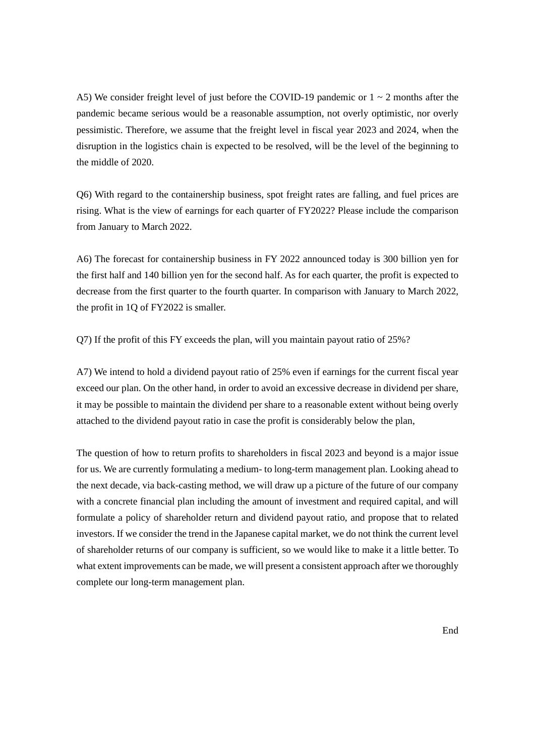A5) We consider freight level of just before the COVID-19 pandemic or 1 ~ 2 months after the pandemic became serious would be a reasonable assumption, not overly optimistic, nor overly pessimistic. Therefore, we assume that the freight level in fiscal year 2023 and 2024, when the disruption in the logistics chain is expected to be resolved, will be the level of the beginning to the middle of 2020.

Q6) With regard to the containership business, spot freight rates are falling, and fuel prices are rising. What is the view of earnings for each quarter of FY2022? Please include the comparison from January to March 2022.

A6) The forecast for containership business in FY 2022 announced today is 300 billion yen for the first half and 140 billion yen for the second half. As for each quarter, the profit is expected to decrease from the first quarter to the fourth quarter. In comparison with January to March 2022, the profit in 1Q of FY2022 is smaller.

Q7) If the profit of this FY exceeds the plan, will you maintain payout ratio of 25%?

A7) We intend to hold a dividend payout ratio of 25% even if earnings for the current fiscal year exceed our plan. On the other hand, in order to avoid an excessive decrease in dividend per share, it may be possible to maintain the dividend per share to a reasonable extent without being overly attached to the dividend payout ratio in case the profit is considerably below the plan,

The question of how to return profits to shareholders in fiscal 2023 and beyond is a major issue for us. We are currently formulating a medium- to long-term management plan. Looking ahead to the next decade, via back-casting method, we will draw up a picture of the future of our company with a concrete financial plan including the amount of investment and required capital, and will formulate a policy of shareholder return and dividend payout ratio, and propose that to related investors. If we consider the trend in the Japanese capital market, we do not think the current level of shareholder returns of our company is sufficient, so we would like to make it a little better. To what extent improvements can be made, we will present a consistent approach after we thoroughly complete our long-term management plan.

End